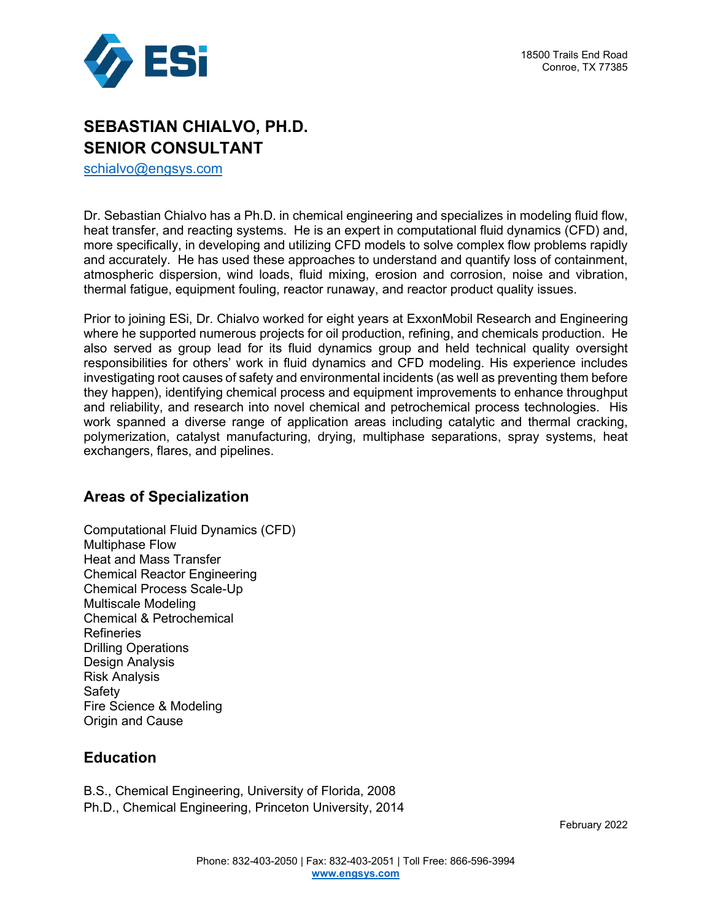18500 Trails End Road
Conroe, TX 77385

# SEBASTIAN CHIALVO, PH.D.
# SENIOR CONSULTANT

schialvo@engsys.com

Dr. Sebastian Chialvo has a Ph.D. in chemical engineering and specializes in modeling fluid flow, heat transfer, and reacting systems. He is an expert in computational fluid dynamics (CFD) and, more specifically, in developing and utilizing CFD models to solve complex flow problems rapidly and accurately. He has used these approaches to understand and quantify loss of containment, atmospheric dispersion, wind loads, fluid mixing, erosion and corrosion, noise and vibration, thermal fatigue, equipment fouling, reactor runaway, and reactor product quality issues.

Prior to joining ESi, Dr. Chialvo worked for eight years at ExxonMobil Research and Engineering where he supported numerous projects for oil production, refining, and chemicals production. He also served as group lead for its fluid dynamics group and held technical quality oversight responsibilities for others' work in fluid dynamics and CFD modeling. His experience includes investigating root causes of safety and environmental incidents (as well as preventing them before they happen), identifying chemical process and equipment improvements to enhance throughput and reliability, and research into novel chemical and petrochemical process technologies. His work spanned a diverse range of application areas including catalytic and thermal cracking, polymerization, catalyst manufacturing, drying, multiphase separations, spray systems, heat exchangers, flares, and pipelines.

## Areas of Specialization

Computational Fluid Dynamics (CFD)
Multiphase Flow
Heat and Mass Transfer
Chemical Reactor Engineering
Chemical Process Scale-Up
Multiscale Modeling
Chemical & Petrochemical
Refineries
Drilling Operations
Design Analysis
Risk Analysis
Safety
Fire Science & Modeling
Origin and Cause

## Education

B.S., Chemical Engineering, University of Florida, 2008
Ph.D., Chemical Engineering, Princeton University, 2014

February 2022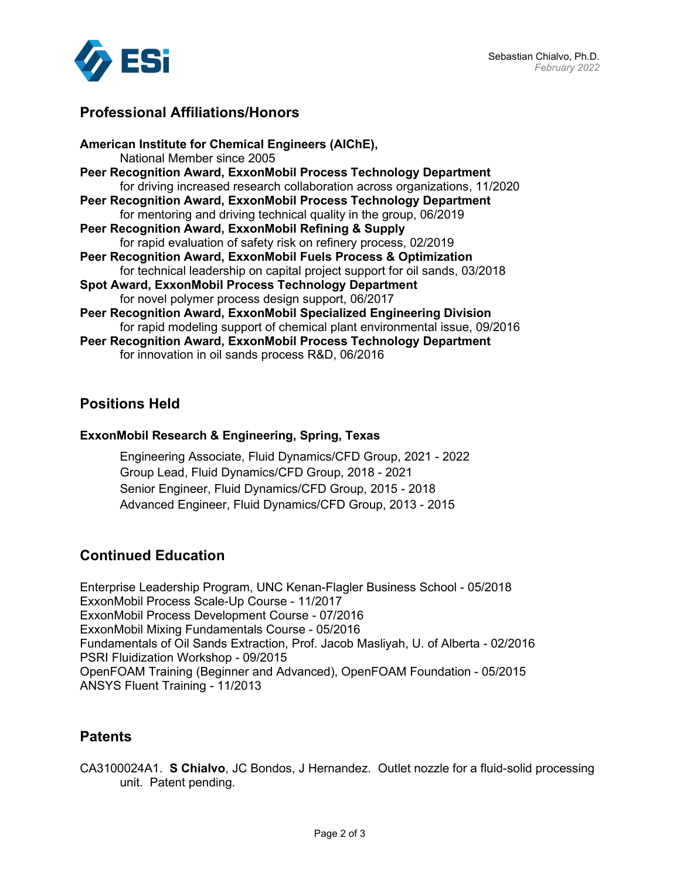## Professional Affiliations/Honors

**American Institute for Chemical Engineers (AIChE),**
National Member since 2005

**Peer Recognition Award, ExxonMobil Process Technology Department**
for driving increased research collaboration across organizations, 11/2020

**Peer Recognition Award, ExxonMobil Process Technology Department**
for mentoring and driving technical quality in the group, 06/2019

**Peer Recognition Award, ExxonMobil Refining & Supply**
for rapid evaluation of safety risk on refinery process, 02/2019

**Peer Recognition Award, ExxonMobil Fuels Process & Optimization**
for technical leadership on capital project support for oil sands, 03/2018

**Spot Award, ExxonMobil Process Technology Department**
for novel polymer process design support, 06/2017

**Peer Recognition Award, ExxonMobil Specialized Engineering Division**
for rapid modeling support of chemical plant environmental issue, 09/2016

**Peer Recognition Award, ExxonMobil Process Technology Department**
for innovation in oil sands process R&D, 06/2016

## Positions Held

**ExxonMobil Research & Engineering, Spring, Texas**

Engineering Associate, Fluid Dynamics/CFD Group, 2021 - 2022
Group Lead, Fluid Dynamics/CFD Group, 2018 - 2021
Senior Engineer, Fluid Dynamics/CFD Group, 2015 - 2018
Advanced Engineer, Fluid Dynamics/CFD Group, 2013 - 2015

## Continued Education

Enterprise Leadership Program, UNC Kenan-Flagler Business School - 05/2018
ExxonMobil Process Scale-Up Course - 11/2017
ExxonMobil Process Development Course - 07/2016
ExxonMobil Mixing Fundamentals Course - 05/2016
Fundamentals of Oil Sands Extraction, Prof. Jacob Masliyah, U. of Alberta - 02/2016
PSRI Fluidization Workshop - 09/2015
OpenFOAM Training (Beginner and Advanced), OpenFOAM Foundation - 05/2015
ANSYS Fluent Training - 11/2013

## Patents

CA3100024A1. **S Chialvo**, JC Bondos, J Hernandez. Outlet nozzle for a fluid-solid processing unit. Patent pending.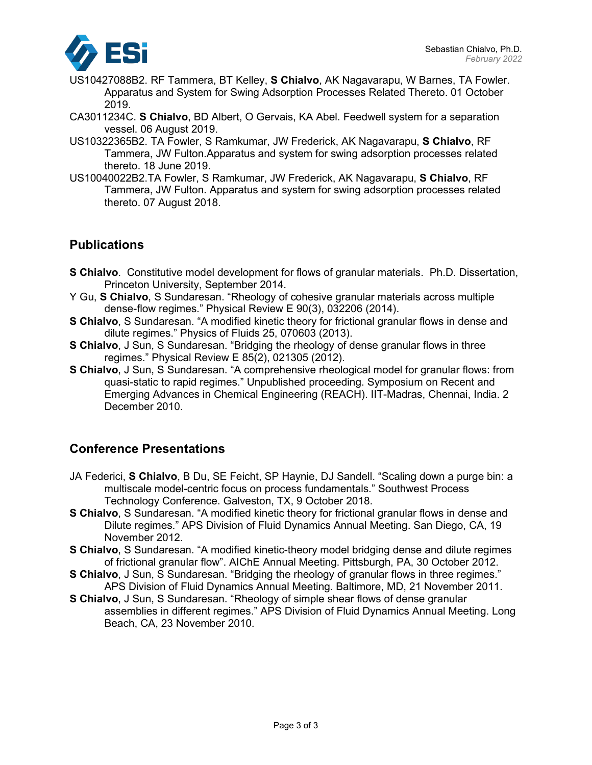US10427088B2. RF Tammera, BT Kelley, **S Chialvo**, AK Nagavarapu, W Barnes, TA Fowler. Apparatus and System for Swing Adsorption Processes Related Thereto. 01 October 2019.

CA3011234C. **S Chialvo**, BD Albert, O Gervais, KA Abel. Feedwell system for a separation vessel. 06 August 2019.

US10322365B2. TA Fowler, S Ramkumar, JW Frederick, AK Nagavarapu, **S Chialvo**, RF Tammera, JW Fulton.Apparatus and system for swing adsorption processes related thereto. 18 June 2019.

US10040022B2.TA Fowler, S Ramkumar, JW Frederick, AK Nagavarapu, **S Chialvo**, RF Tammera, JW Fulton. Apparatus and system for swing adsorption processes related thereto. 07 August 2018.

## Publications

**S Chialvo**. Constitutive model development for flows of granular materials. Ph.D. Dissertation, Princeton University, September 2014.

Y Gu, **S Chialvo**, S Sundaresan. "Rheology of cohesive granular materials across multiple dense-flow regimes." Physical Review E 90(3), 032206 (2014).

**S Chialvo**, S Sundaresan. "A modified kinetic theory for frictional granular flows in dense and dilute regimes." Physics of Fluids 25, 070603 (2013).

**S Chialvo**, J Sun, S Sundaresan. "Bridging the rheology of dense granular flows in three regimes." Physical Review E 85(2), 021305 (2012).

**S Chialvo**, J Sun, S Sundaresan. "A comprehensive rheological model for granular flows: from quasi-static to rapid regimes." Unpublished proceeding. Symposium on Recent and Emerging Advances in Chemical Engineering (REACH). IIT-Madras, Chennai, India. 2 December 2010.

## Conference Presentations

JA Federici, **S Chialvo**, B Du, SE Feicht, SP Haynie, DJ Sandell. "Scaling down a purge bin: a multiscale model-centric focus on process fundamentals." Southwest Process Technology Conference. Galveston, TX, 9 October 2018.

**S Chialvo**, S Sundaresan. "A modified kinetic theory for frictional granular flows in dense and Dilute regimes." APS Division of Fluid Dynamics Annual Meeting. San Diego, CA, 19 November 2012.

**S Chialvo**, S Sundaresan. "A modified kinetic-theory model bridging dense and dilute regimes of frictional granular flow". AIChE Annual Meeting. Pittsburgh, PA, 30 October 2012.

**S Chialvo**, J Sun, S Sundaresan. "Bridging the rheology of granular flows in three regimes." APS Division of Fluid Dynamics Annual Meeting. Baltimore, MD, 21 November 2011.

**S Chialvo**, J Sun, S Sundaresan. "Rheology of simple shear flows of dense granular assemblies in different regimes." APS Division of Fluid Dynamics Annual Meeting. Long Beach, CA, 23 November 2010.